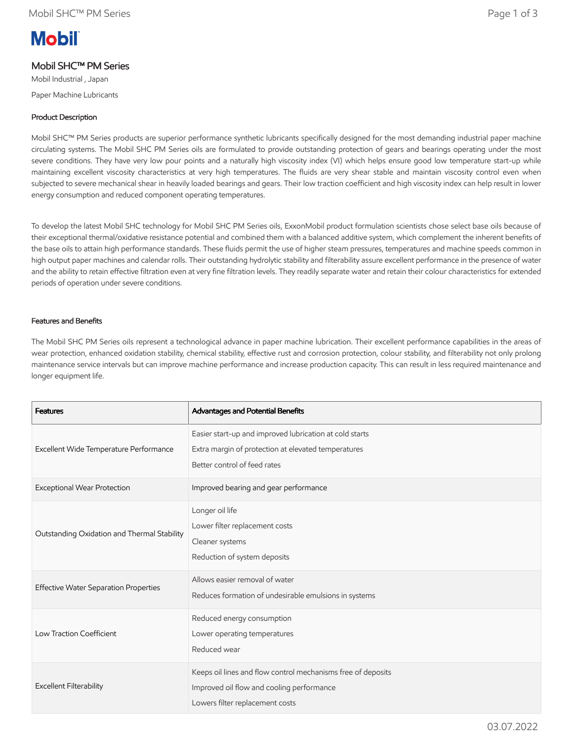# Mobil SHC™ PM Series

Mobil Industrial , Japan

Paper Machine Lubricants

## Product Description

Mobil SHC™ PM Series products are superior performance synthetic lubricants specifically designed for the most demanding industrial paper machine circulating systems. The Mobil SHC PM Series oils are formulated to provide outstanding protection of gears and bearings operating under the most severe conditions. They have very low pour points and a naturally high viscosity index (VI) which helps ensure good low temperature start-up while maintaining excellent viscosity characteristics at very high temperatures. The fluids are very shear stable and maintain viscosity control even when subjected to severe mechanical shear in heavily loaded bearings and gears. Their low traction coefficient and high viscosity index can help result in lower energy consumption and reduced component operating temperatures.

To develop the latest Mobil SHC technology for Mobil SHC PM Series oils, ExxonMobil product formulation scientists chose select base oils because of their exceptional thermal/oxidative resistance potential and combined them with a balanced additive system, which complement the inherent benefits of the base oils to attain high performance standards. These fluids permit the use of higher steam pressures, temperatures and machine speeds common in high output paper machines and calendar rolls. Their outstanding hydrolytic stability and filterability assure excellent performance in the presence of water and the ability to retain effective filtration even at very fine filtration levels. They readily separate water and retain their colour characteristics for extended periods of operation under severe conditions.

## Features and Benefits

The Mobil SHC PM Series oils represent a technological advance in paper machine lubrication. Their excellent performance capabilities in the areas of wear protection, enhanced oxidation stability, chemical stability, effective rust and corrosion protection, colour stability, and filterability not only prolong maintenance service intervals but can improve machine performance and increase production capacity. This can result in less required maintenance and longer equipment life.

| Features | Advantages and Potential Benefits |
|---|---|
| Excellent Wide Temperature Performance | Easier start-up and improved lubrication at cold starts<br>Extra margin of protection at elevated temperatures<br>Better control of feed rates |
| Exceptional Wear Protection | Improved bearing and gear performance |
| Outstanding Oxidation and Thermal Stability | Longer oil life<br>Lower filter replacement costs<br>Cleaner systems<br>Reduction of system deposits |
| Effective Water Separation Properties | Allows easier removal of water<br>Reduces formation of undesirable emulsions in systems |
| Low Traction Coefficient | Reduced energy consumption<br>Lower operating temperatures<br>Reduced wear |
| Excellent Filterability | Keeps oil lines and flow control mechanisms free of deposits<br>Improved oil flow and cooling performance<br>Lowers filter replacement costs |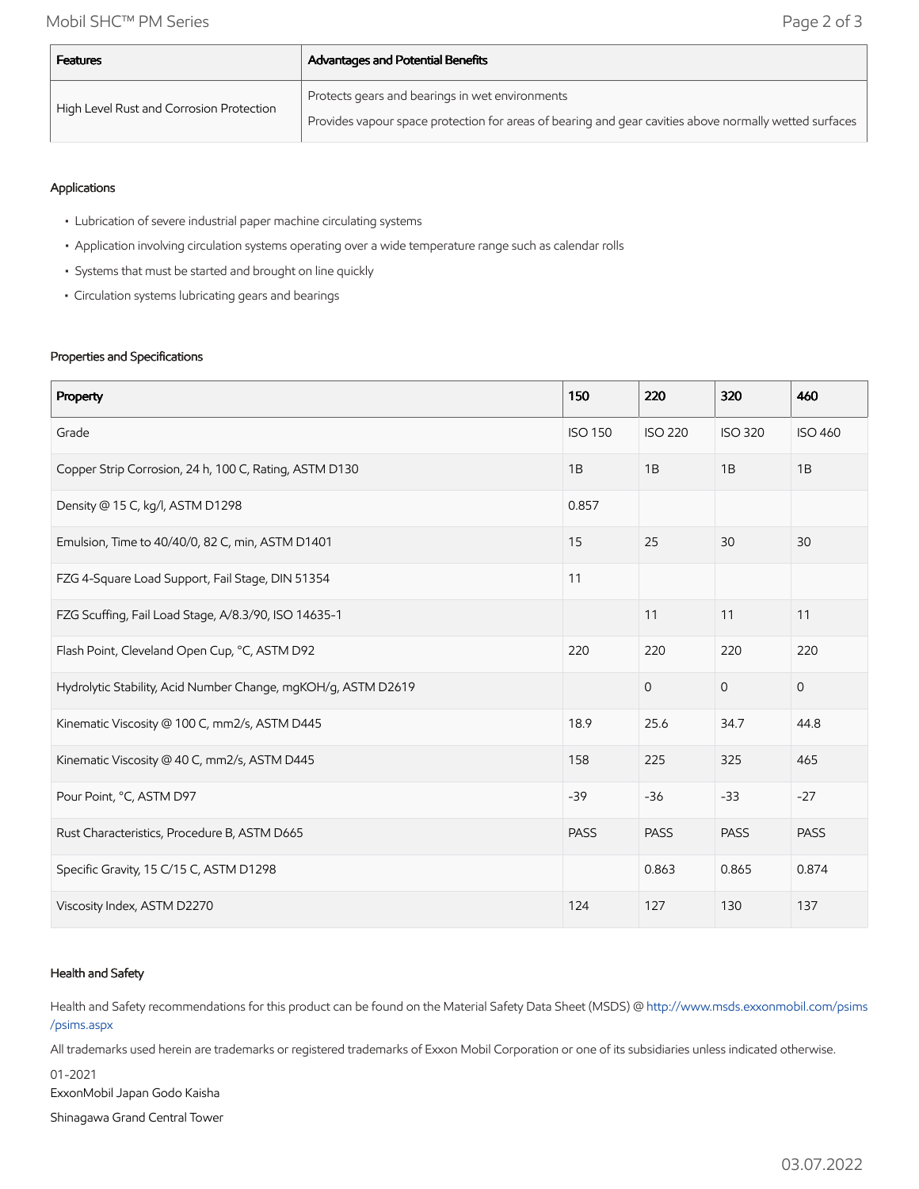| Features | Advantages and Potential Benefits |
| --- | --- |
| High Level Rust and Corrosion Protection | Protects gears and bearings in wet environments<br>Provides vapour space protection for areas of bearing and gear cavities above normally wetted surfaces |

### Applications

- Lubrication of severe industrial paper machine circulating systems
- Application involving circulation systems operating over a wide temperature range such as calendar rolls
- Systems that must be started and brought on line quickly
- Circulation systems lubricating gears and bearings

### Properties and Specifications

| Property | 150 | 220 | 320 | 460 |
| --- | --- | --- | --- | --- |
| Grade | ISO 150 | ISO 220 | ISO 320 | ISO 460 |
| Copper Strip Corrosion, 24 h, 100 C, Rating, ASTM D130 | 1B | 1B | 1B | 1B |
| Density @ 15 C, kg/l, ASTM D1298 | 0.857 | | | |
| Emulsion, Time to 40/40/0, 82 C, min, ASTM D1401 | 15 | 25 | 30 | 30 |
| FZG 4-Square Load Support, Fail Stage, DIN 51354 | 11 | | | |
| FZG Scuffing, Fail Load Stage, A/8.3/90, ISO 14635-1 | | 11 | 11 | 11 |
| Flash Point, Cleveland Open Cup, °C, ASTM D92 | 220 | 220 | 220 | 220 |
| Hydrolytic Stability, Acid Number Change, mgKOH/g, ASTM D2619 | | 0 | 0 | 0 |
| Kinematic Viscosity @ 100 C, mm2/s, ASTM D445 | 18.9 | 25.6 | 34.7 | 44.8 |
| Kinematic Viscosity @ 40 C, mm2/s, ASTM D445 | 158 | 225 | 325 | 465 |
| Pour Point, °C, ASTM D97 | -39 | -36 | -33 | -27 |
| Rust Characteristics, Procedure B, ASTM D665 | PASS | PASS | PASS | PASS |
| Specific Gravity, 15 C/15 C, ASTM D1298 | | 0.863 | 0.865 | 0.874 |
| Viscosity Index, ASTM D2270 | 124 | 127 | 130 | 137 |

### Health and Safety

Health and Safety recommendations for this product can be found on the Material Safety Data Sheet (MSDS) @ http://www.msds.exxonmobil.com/psims/psims.aspx

All trademarks used herein are trademarks or registered trademarks of Exxon Mobil Corporation or one of its subsidiaries unless indicated otherwise.

01-2021
ExxonMobil Japan Godo Kaisha

Shinagawa Grand Central Tower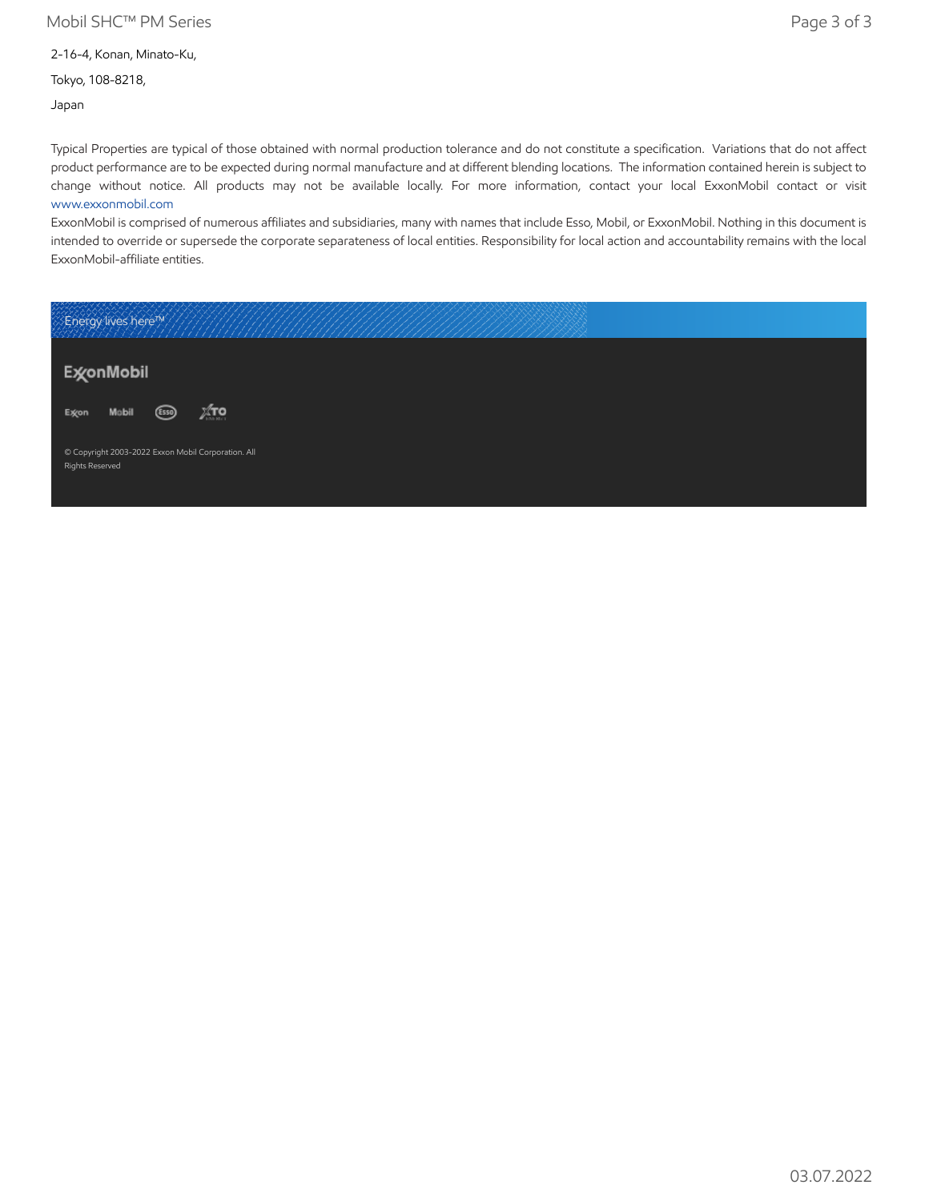2-16-4, Konan, Minato-Ku,

Tokyo, 108-8218,

Japan

Typical Properties are typical of those obtained with normal production tolerance and do not constitute a specification. Variations that do not affect product performance are to be expected during normal manufacture and at different blending locations. The information contained herein is subject to change without notice. All products may not be available locally. For more information, contact your local ExxonMobil contact or visit www.exxonmobil.com

ExxonMobil is comprised of numerous affiliates and subsidiaries, many with names that include Esso, Mobil, or ExxonMobil. Nothing in this document is intended to override or supersede the corporate separateness of local entities. Responsibility for local action and accountability remains with the local ExxonMobil-affiliate entities.

Energy lives here™

ExxonMobil

Exxon Mobil Esso XTO

© Copyright 2003-2022 Exxon Mobil Corporation. All Rights Reserved